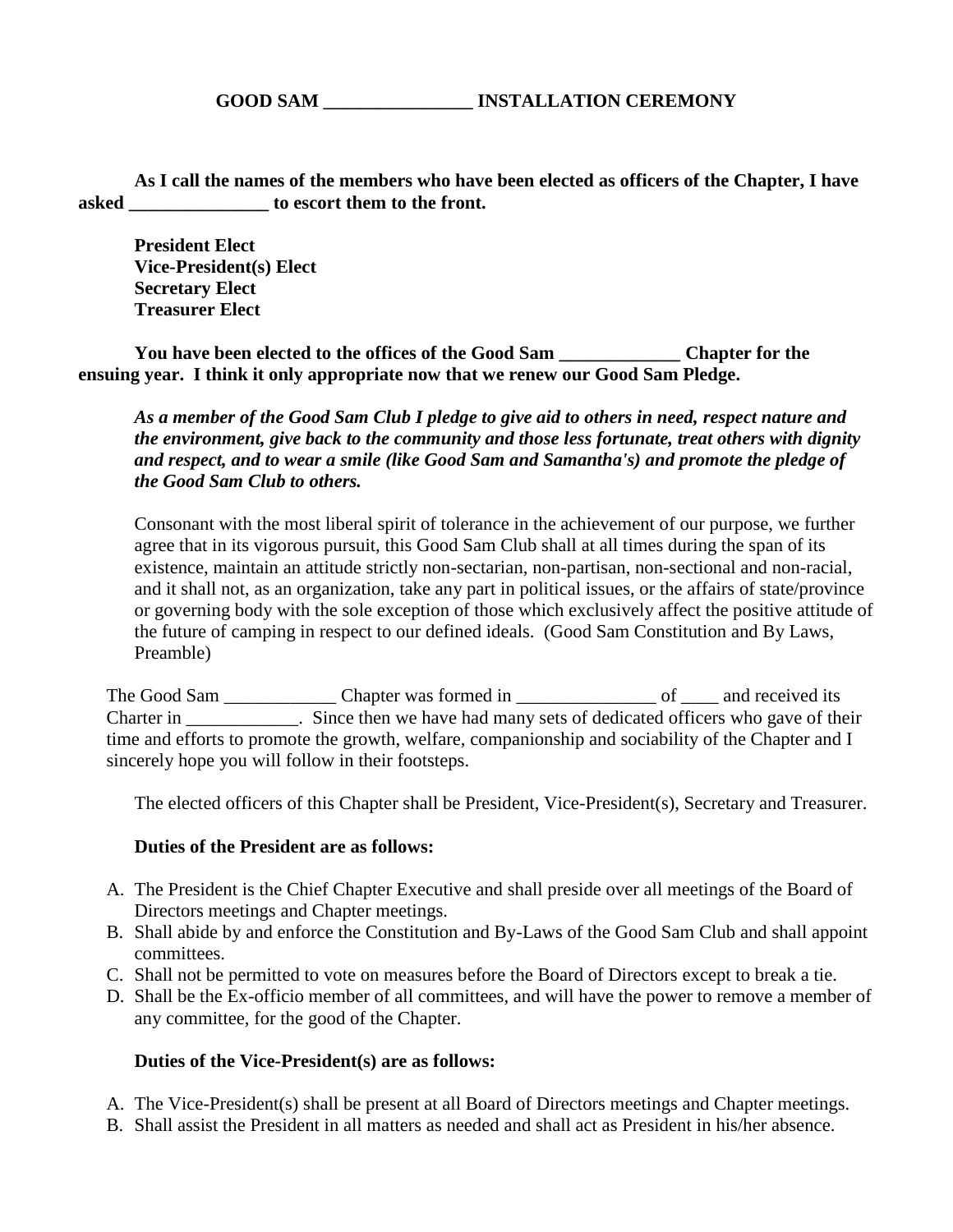# GOOD SAM ________________ INSTALLATION CEREMONY

**As I call the names of the members who have been elected as officers of the Chapter, I have asked _______________ to escort them to the front.**

**President Elect**
**Vice-President(s) Elect**
**Secretary Elect**
**Treasurer Elect**

**You have been elected to the offices of the Good Sam _____________ Chapter for the ensuing year. I think it only appropriate now that we renew our Good Sam Pledge.**

***As a member of the Good Sam Club I pledge to give aid to others in need, respect nature and the environment, give back to the community and those less fortunate, treat others with dignity and respect, and to wear a smile (like Good Sam and Samantha's) and promote the pledge of the Good Sam Club to others.***

Consonant with the most liberal spirit of tolerance in the achievement of our purpose, we further agree that in its vigorous pursuit, this Good Sam Club shall at all times during the span of its existence, maintain an attitude strictly non-sectarian, non-partisan, non-sectional and non-racial, and it shall not, as an organization, take any part in political issues, or the affairs of state/province or governing body with the sole exception of those which exclusively affect the positive attitude of the future of camping in respect to our defined ideals. (Good Sam Constitution and By Laws, Preamble)

The Good Sam ____________ Chapter was formed in _______________ of ____ and received its Charter in ____________. Since then we have had many sets of dedicated officers who gave of their time and efforts to promote the growth, welfare, companionship and sociability of the Chapter and I sincerely hope you will follow in their footsteps.

The elected officers of this Chapter shall be President, Vice-President(s), Secretary and Treasurer.

**Duties of the President are as follows:**

A. The President is the Chief Chapter Executive and shall preside over all meetings of the Board of Directors meetings and Chapter meetings.
B. Shall abide by and enforce the Constitution and By-Laws of the Good Sam Club and shall appoint committees.
C. Shall not be permitted to vote on measures before the Board of Directors except to break a tie.
D. Shall be the Ex-officio member of all committees, and will have the power to remove a member of any committee, for the good of the Chapter.

**Duties of the Vice-President(s) are as follows:**

A. The Vice-President(s) shall be present at all Board of Directors meetings and Chapter meetings.
B. Shall assist the President in all matters as needed and shall act as President in his/her absence.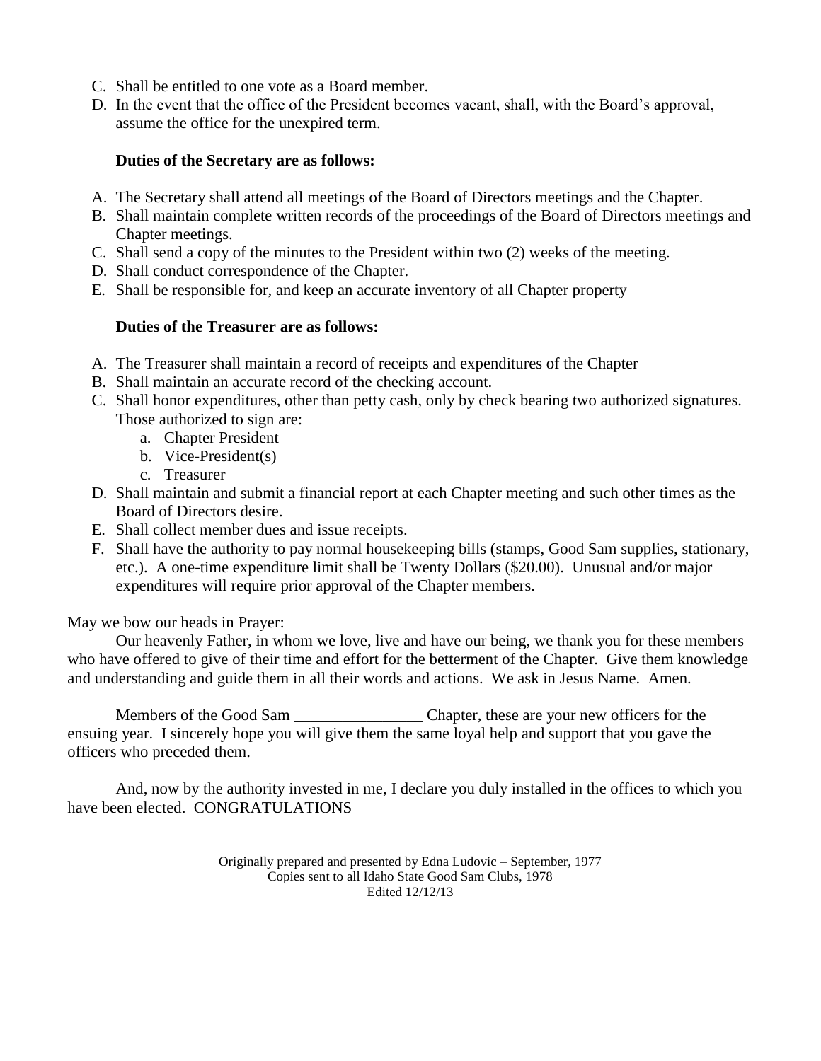C. Shall be entitled to one vote as a Board member.
D. In the event that the office of the President becomes vacant, shall, with the Board's approval, assume the office for the unexpired term.

**Duties of the Secretary are as follows:**

A. The Secretary shall attend all meetings of the Board of Directors meetings and the Chapter.
B. Shall maintain complete written records of the proceedings of the Board of Directors meetings and Chapter meetings.
C. Shall send a copy of the minutes to the President within two (2) weeks of the meeting.
D. Shall conduct correspondence of the Chapter.
E. Shall be responsible for, and keep an accurate inventory of all Chapter property

**Duties of the Treasurer are as follows:**

A. The Treasurer shall maintain a record of receipts and expenditures of the Chapter
B. Shall maintain an accurate record of the checking account.
C. Shall honor expenditures, other than petty cash, only by check bearing two authorized signatures. Those authorized to sign are:
   a. Chapter President
   b. Vice-President(s)
   c. Treasurer
D. Shall maintain and submit a financial report at each Chapter meeting and such other times as the Board of Directors desire.
E. Shall collect member dues and issue receipts.
F. Shall have the authority to pay normal housekeeping bills (stamps, Good Sam supplies, stationary, etc.). A one-time expenditure limit shall be Twenty Dollars ($20.00). Unusual and/or major expenditures will require prior approval of the Chapter members.

May we bow our heads in Prayer:

Our heavenly Father, in whom we love, live and have our being, we thank you for these members who have offered to give of their time and effort for the betterment of the Chapter. Give them knowledge and understanding and guide them in all their words and actions. We ask in Jesus Name. Amen.

Members of the Good Sam ________________ Chapter, these are your new officers for the ensuing year. I sincerely hope you will give them the same loyal help and support that you gave the officers who preceded them.

And, now by the authority invested in me, I declare you duly installed in the offices to which you have been elected. CONGRATULATIONS

Originally prepared and presented by Edna Ludovic – September, 1977
Copies sent to all Idaho State Good Sam Clubs, 1978
Edited 12/12/13